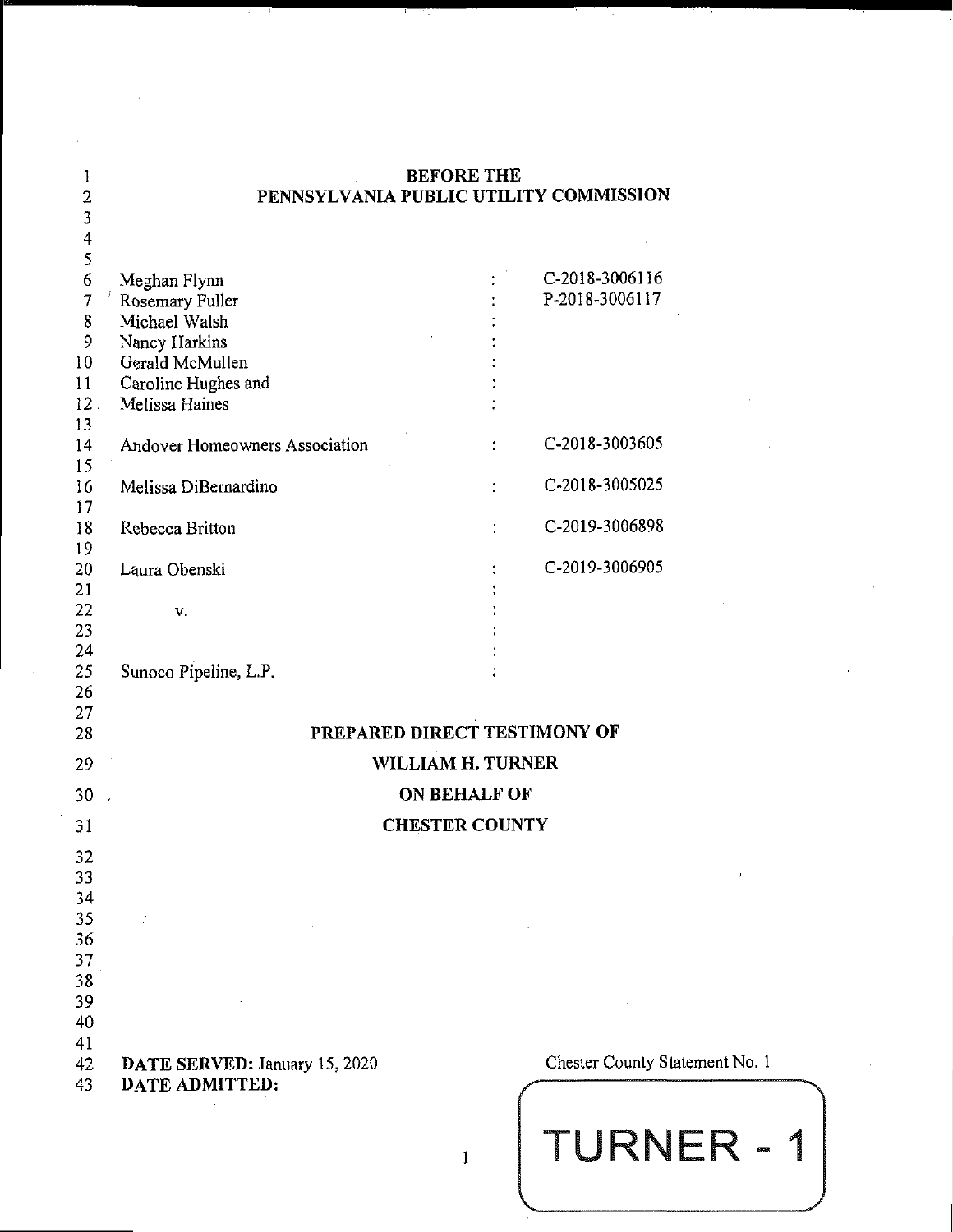**BEFORE THE**
**PENNSYLVANIA PUBLIC UTILITY COMMISSION**

| | | |
|---|---|---|
| Meghan Flynn<br>Rosemary Fuller<br>Michael Walsh<br>Nancy Harkins<br>Gerald McMullen<br>Caroline Hughes and<br>Melissa Haines | : | C-2018-3006116<br>P-2018-3006117 |
| Andover Homeowners Association | : | C-2018-3003605 |
| Melissa DiBernardino | : | C-2018-3005025 |
| Rebecca Britton | : | C-2019-3006898 |
| Laura Obenski | : | C-2019-3006905 |
| v. | : | |
| Sunoco Pipeline, L.P. | : | |

**PREPARED DIRECT TESTIMONY OF**
**WILLIAM H. TURNER**
**ON BEHALF OF**
**CHESTER COUNTY**

**DATE SERVED:** January 15, 2020
**DATE ADMITTED:**

Chester County Statement No. 1

TURNER - 1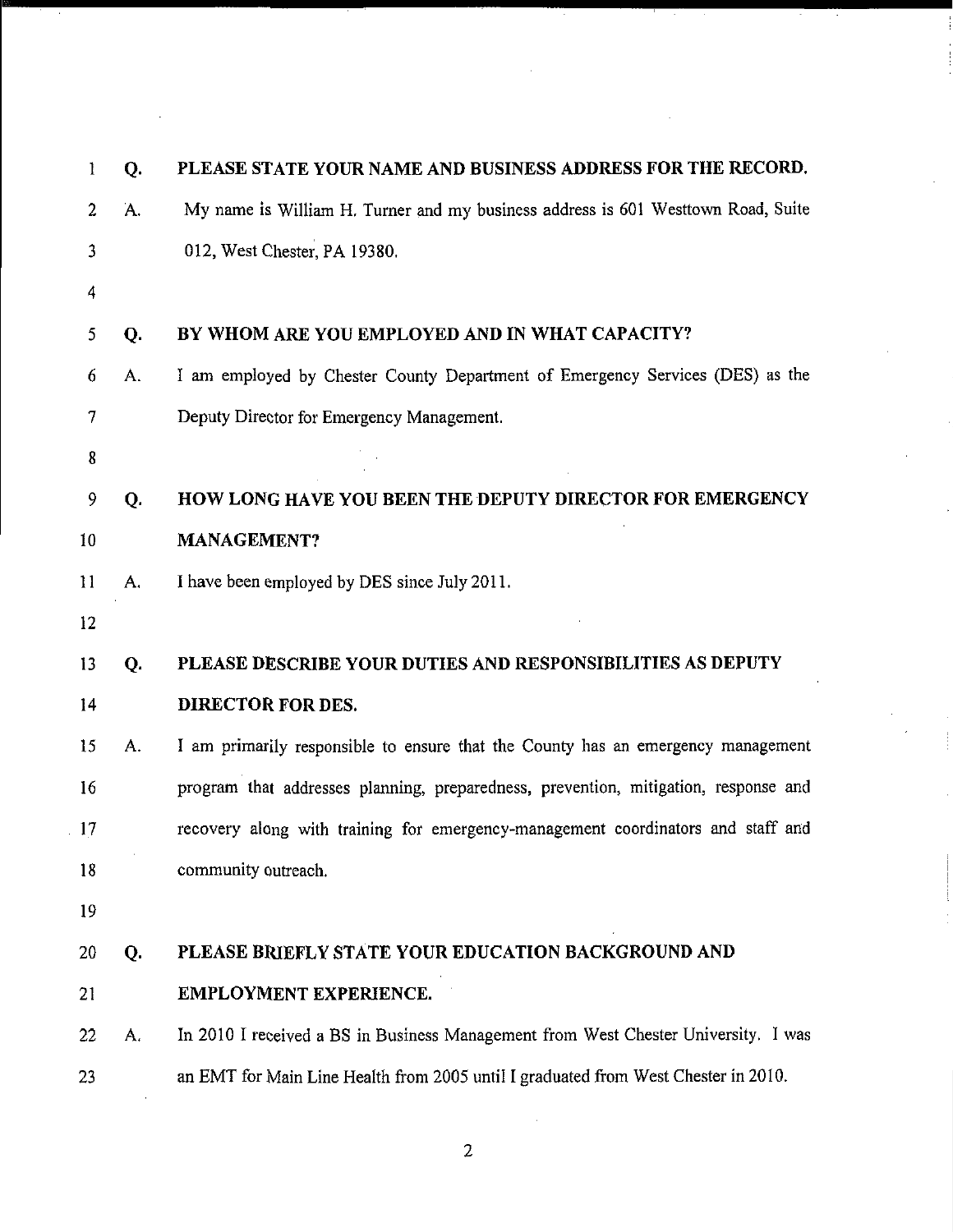**Q. PLEASE STATE YOUR NAME AND BUSINESS ADDRESS FOR THE RECORD.**

A. My name is William H. Turner and my business address is 601 Westtown Road, Suite 012, West Chester, PA 19380.

**Q. BY WHOM ARE YOU EMPLOYED AND IN WHAT CAPACITY?**

A. I am employed by Chester County Department of Emergency Services (DES) as the Deputy Director for Emergency Management.

**Q. HOW LONG HAVE YOU BEEN THE DEPUTY DIRECTOR FOR EMERGENCY MANAGEMENT?**

A. I have been employed by DES since July 2011.

**Q. PLEASE DESCRIBE YOUR DUTIES AND RESPONSIBILITIES AS DEPUTY DIRECTOR FOR DES.**

A. I am primarily responsible to ensure that the County has an emergency management program that addresses planning, preparedness, prevention, mitigation, response and recovery along with training for emergency-management coordinators and staff and community outreach.

**Q. PLEASE BRIEFLY STATE YOUR EDUCATION BACKGROUND AND EMPLOYMENT EXPERIENCE.**

A. In 2010 I received a BS in Business Management from West Chester University. I was an EMT for Main Line Health from 2005 until I graduated from West Chester in 2010.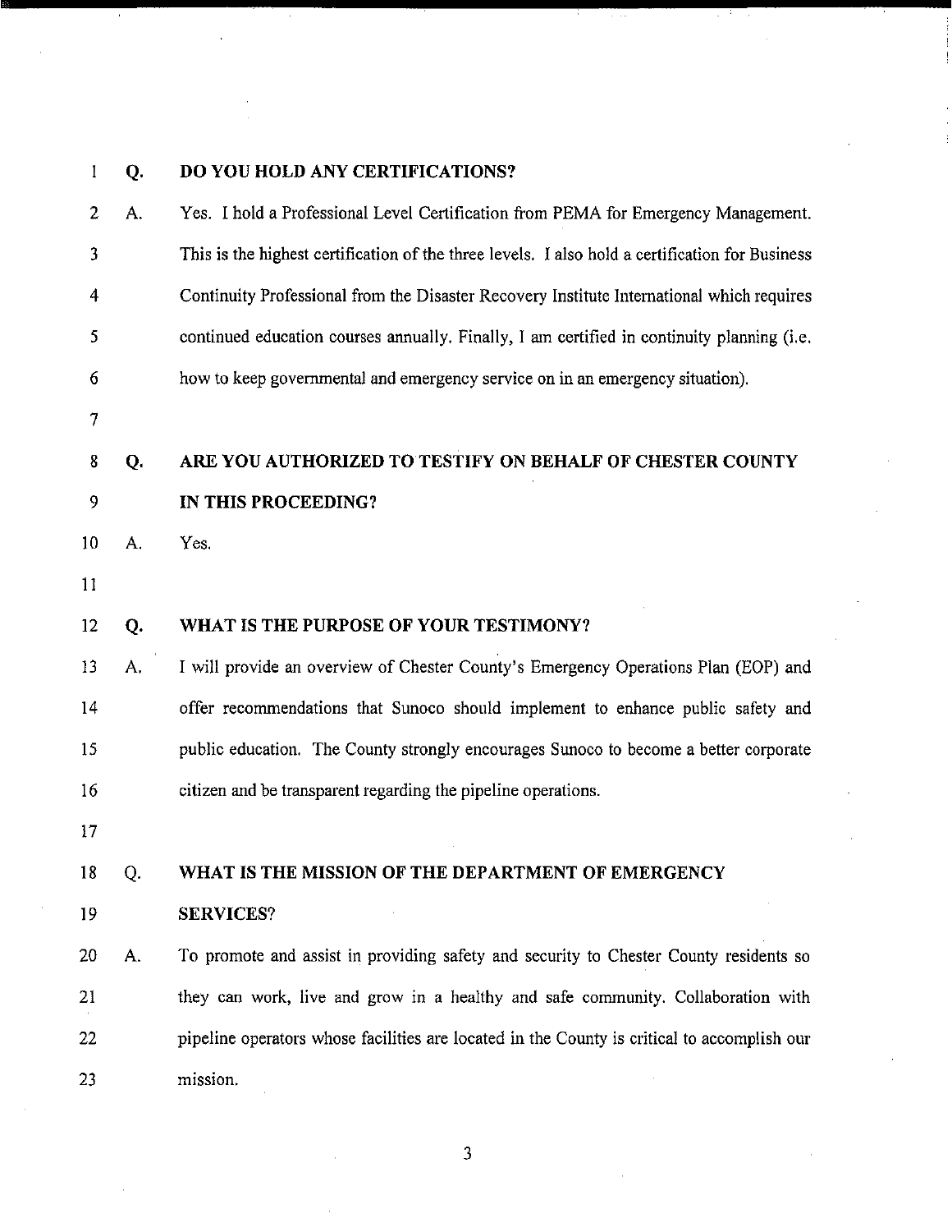**Q. DO YOU HOLD ANY CERTIFICATIONS?**

A. Yes. I hold a Professional Level Certification from PEMA for Emergency Management. This is the highest certification of the three levels. I also hold a certification for Business Continuity Professional from the Disaster Recovery Institute International which requires continued education courses annually. Finally, I am certified in continuity planning (i.e. how to keep governmental and emergency service on in an emergency situation).

**Q. ARE YOU AUTHORIZED TO TESTIFY ON BEHALF OF CHESTER COUNTY IN THIS PROCEEDING?**

A. Yes.

**Q. WHAT IS THE PURPOSE OF YOUR TESTIMONY?**

A. I will provide an overview of Chester County's Emergency Operations Plan (EOP) and offer recommendations that Sunoco should implement to enhance public safety and public education. The County strongly encourages Sunoco to become a better corporate citizen and be transparent regarding the pipeline operations.

Q. **WHAT IS THE MISSION OF THE DEPARTMENT OF EMERGENCY SERVICES?**

A. To promote and assist in providing safety and security to Chester County residents so they can work, live and grow in a healthy and safe community. Collaboration with pipeline operators whose facilities are located in the County is critical to accomplish our mission.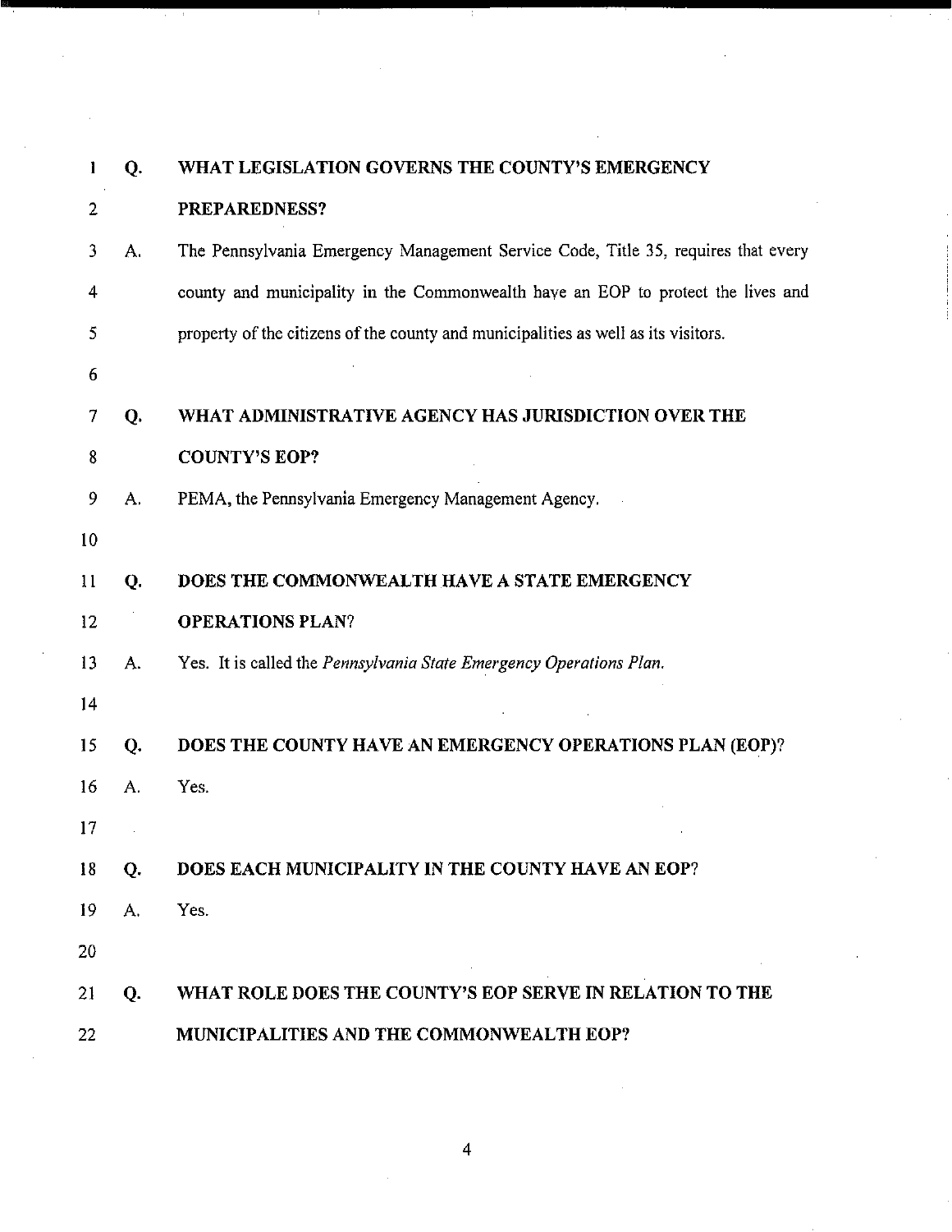**Q. WHAT LEGISLATION GOVERNS THE COUNTY'S EMERGENCY PREPAREDNESS?**

A. The Pennsylvania Emergency Management Service Code, Title 35, requires that every county and municipality in the Commonwealth have an EOP to protect the lives and property of the citizens of the county and municipalities as well as its visitors.

**Q. WHAT ADMINISTRATIVE AGENCY HAS JURISDICTION OVER THE COUNTY'S EOP?**

A. PEMA, the Pennsylvania Emergency Management Agency.

**Q. DOES THE COMMONWEALTH HAVE A STATE EMERGENCY OPERATIONS PLAN?**

A. Yes. It is called the *Pennsylvania State Emergency Operations Plan.*

**Q. DOES THE COUNTY HAVE AN EMERGENCY OPERATIONS PLAN (EOP)?**

A. Yes.

**Q. DOES EACH MUNICIPALITY IN THE COUNTY HAVE AN EOP?**

A. Yes.

**Q. WHAT ROLE DOES THE COUNTY'S EOP SERVE IN RELATION TO THE MUNICIPALITIES AND THE COMMONWEALTH EOP?**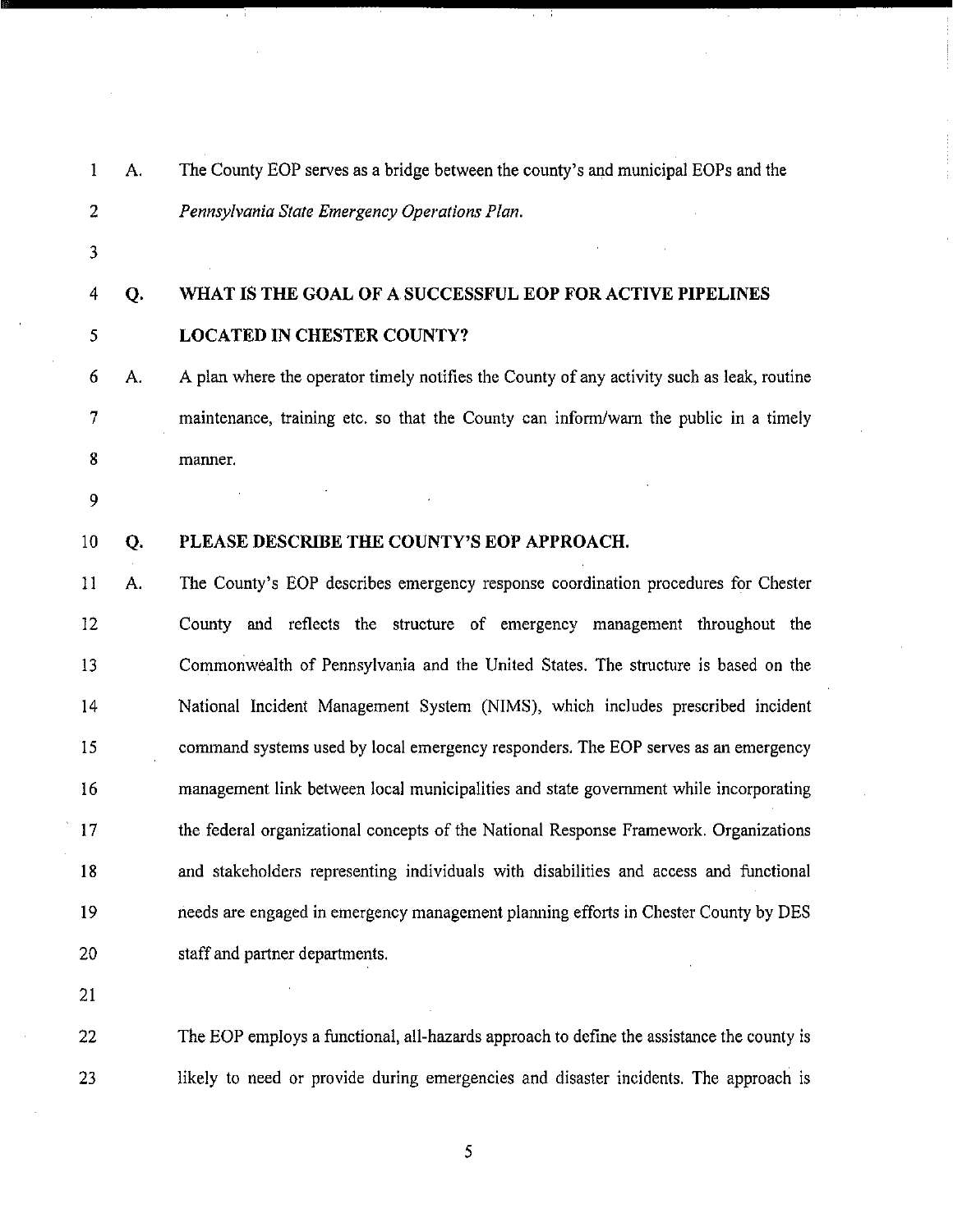A. The County EOP serves as a bridge between the county's and municipal EOPs and the *Pennsylvania State Emergency Operations Plan.*

**Q. WHAT IS THE GOAL OF A SUCCESSFUL EOP FOR ACTIVE PIPELINES LOCATED IN CHESTER COUNTY?**

A. A plan where the operator timely notifies the County of any activity such as leak, routine maintenance, training etc. so that the County can inform/warn the public in a timely manner.

**Q. PLEASE DESCRIBE THE COUNTY'S EOP APPROACH.**

A. The County's EOP describes emergency response coordination procedures for Chester County and reflects the structure of emergency management throughout the Commonwealth of Pennsylvania and the United States. The structure is based on the National Incident Management System (NIMS), which includes prescribed incident command systems used by local emergency responders. The EOP serves as an emergency management link between local municipalities and state government while incorporating the federal organizational concepts of the National Response Framework. Organizations and stakeholders representing individuals with disabilities and access and functional needs are engaged in emergency management planning efforts in Chester County by DES staff and partner departments.

The EOP employs a functional, all-hazards approach to define the assistance the county is likely to need or provide during emergencies and disaster incidents. The approach is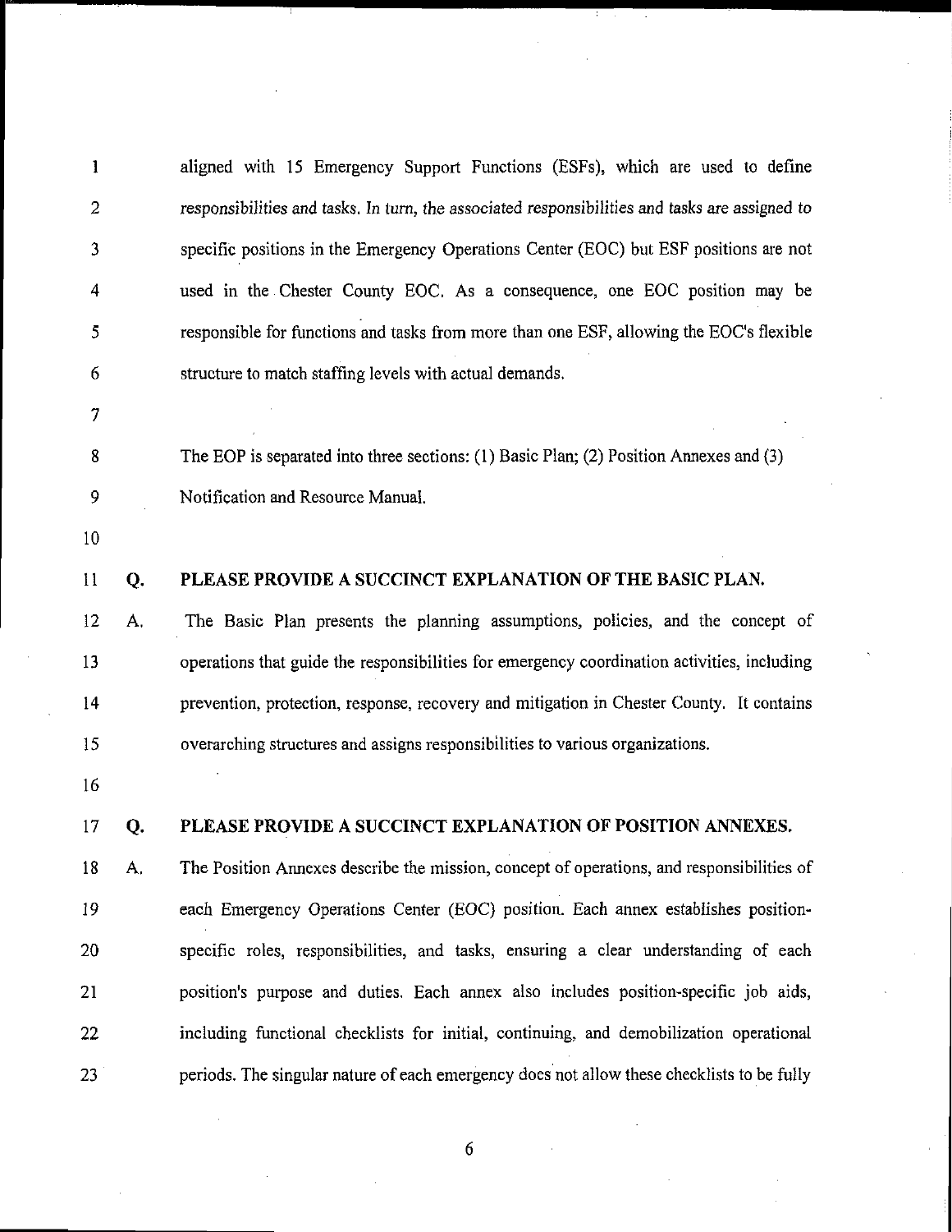aligned with 15 Emergency Support Functions (ESFs), which are used to define responsibilities and tasks. In turn, the associated responsibilities and tasks are assigned to specific positions in the Emergency Operations Center (EOC) but ESF positions are not used in the Chester County EOC. As a consequence, one EOC position may be responsible for functions and tasks from more than one ESF, allowing the EOC's flexible structure to match staffing levels with actual demands.

The EOP is separated into three sections: (1) Basic Plan; (2) Position Annexes and (3) Notification and Resource Manual.

**Q. PLEASE PROVIDE A SUCCINCT EXPLANATION OF THE BASIC PLAN.**

A. The Basic Plan presents the planning assumptions, policies, and the concept of operations that guide the responsibilities for emergency coordination activities, including prevention, protection, response, recovery and mitigation in Chester County. It contains overarching structures and assigns responsibilities to various organizations.

**Q. PLEASE PROVIDE A SUCCINCT EXPLANATION OF POSITION ANNEXES.**

A. The Position Annexes describe the mission, concept of operations, and responsibilities of each Emergency Operations Center (EOC) position. Each annex establishes position-specific roles, responsibilities, and tasks, ensuring a clear understanding of each position's purpose and duties. Each annex also includes position-specific job aids, including functional checklists for initial, continuing, and demobilization operational periods. The singular nature of each emergency does not allow these checklists to be fully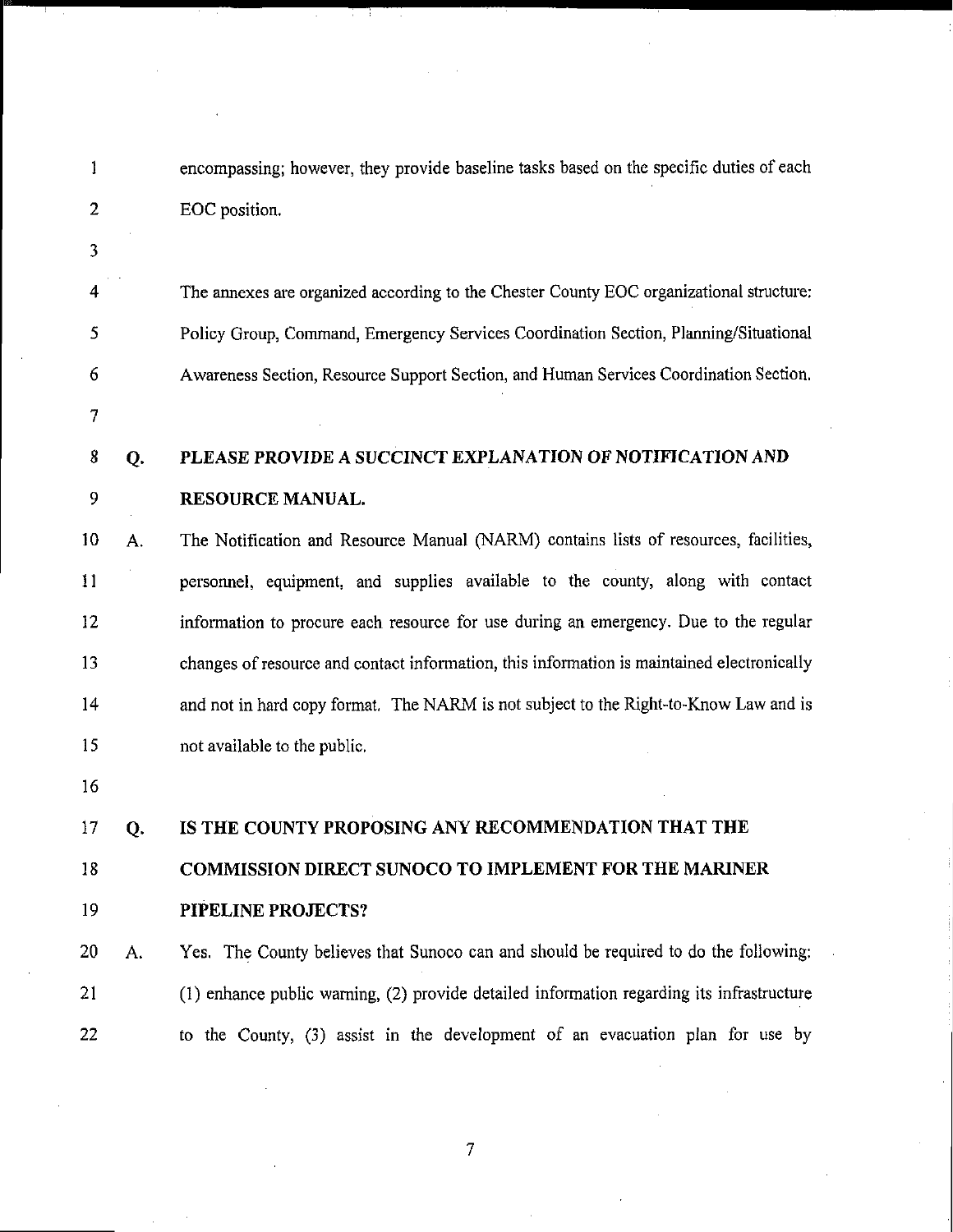encompassing; however, they provide baseline tasks based on the specific duties of each EOC position.

The annexes are organized according to the Chester County EOC organizational structure: Policy Group, Command, Emergency Services Coordination Section, Planning/Situational Awareness Section, Resource Support Section, and Human Services Coordination Section.

**Q. PLEASE PROVIDE A SUCCINCT EXPLANATION OF NOTIFICATION AND RESOURCE MANUAL.**

A. The Notification and Resource Manual (NARM) contains lists of resources, facilities, personnel, equipment, and supplies available to the county, along with contact information to procure each resource for use during an emergency. Due to the regular changes of resource and contact information, this information is maintained electronically and not in hard copy format. The NARM is not subject to the Right-to-Know Law and is not available to the public.

**Q. IS THE COUNTY PROPOSING ANY RECOMMENDATION THAT THE COMMISSION DIRECT SUNOCO TO IMPLEMENT FOR THE MARINER PIPELINE PROJECTS?**

A. Yes. The County believes that Sunoco can and should be required to do the following: (1) enhance public warning, (2) provide detailed information regarding its infrastructure to the County, (3) assist in the development of an evacuation plan for use by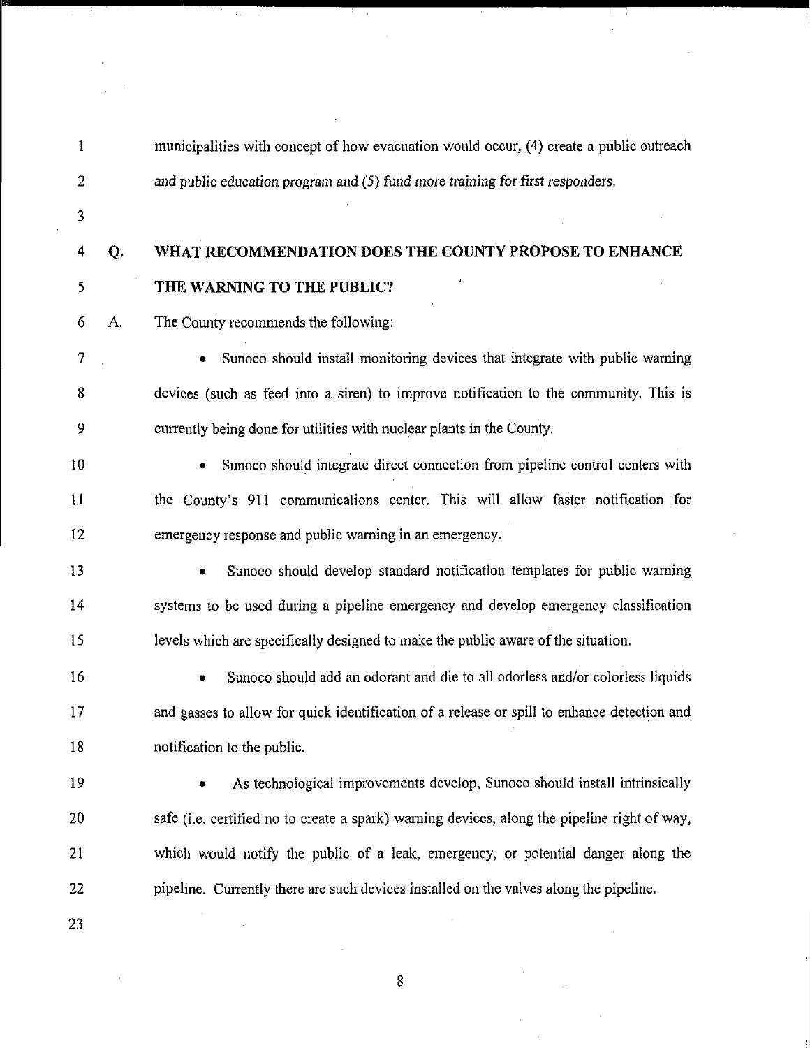municipalities with concept of how evacuation would occur, (4) create a public outreach and public education program and (5) fund more training for first responders.

**Q. WHAT RECOMMENDATION DOES THE COUNTY PROPOSE TO ENHANCE THE WARNING TO THE PUBLIC?**

A. The County recommends the following:

- Sunoco should install monitoring devices that integrate with public warning devices (such as feed into a siren) to improve notification to the community. This is currently being done for utilities with nuclear plants in the County.
- Sunoco should integrate direct connection from pipeline control centers with the County's 911 communications center. This will allow faster notification for emergency response and public warning in an emergency.
- Sunoco should develop standard notification templates for public warning systems to be used during a pipeline emergency and develop emergency classification levels which are specifically designed to make the public aware of the situation.
- Sunoco should add an odorant and die to all odorless and/or colorless liquids and gasses to allow for quick identification of a release or spill to enhance detection and notification to the public.
- As technological improvements develop, Sunoco should install intrinsically safe (i.e. certified no to create a spark) warning devices, along the pipeline right of way, which would notify the public of a leak, emergency, or potential danger along the pipeline. Currently there are such devices installed on the valves along the pipeline.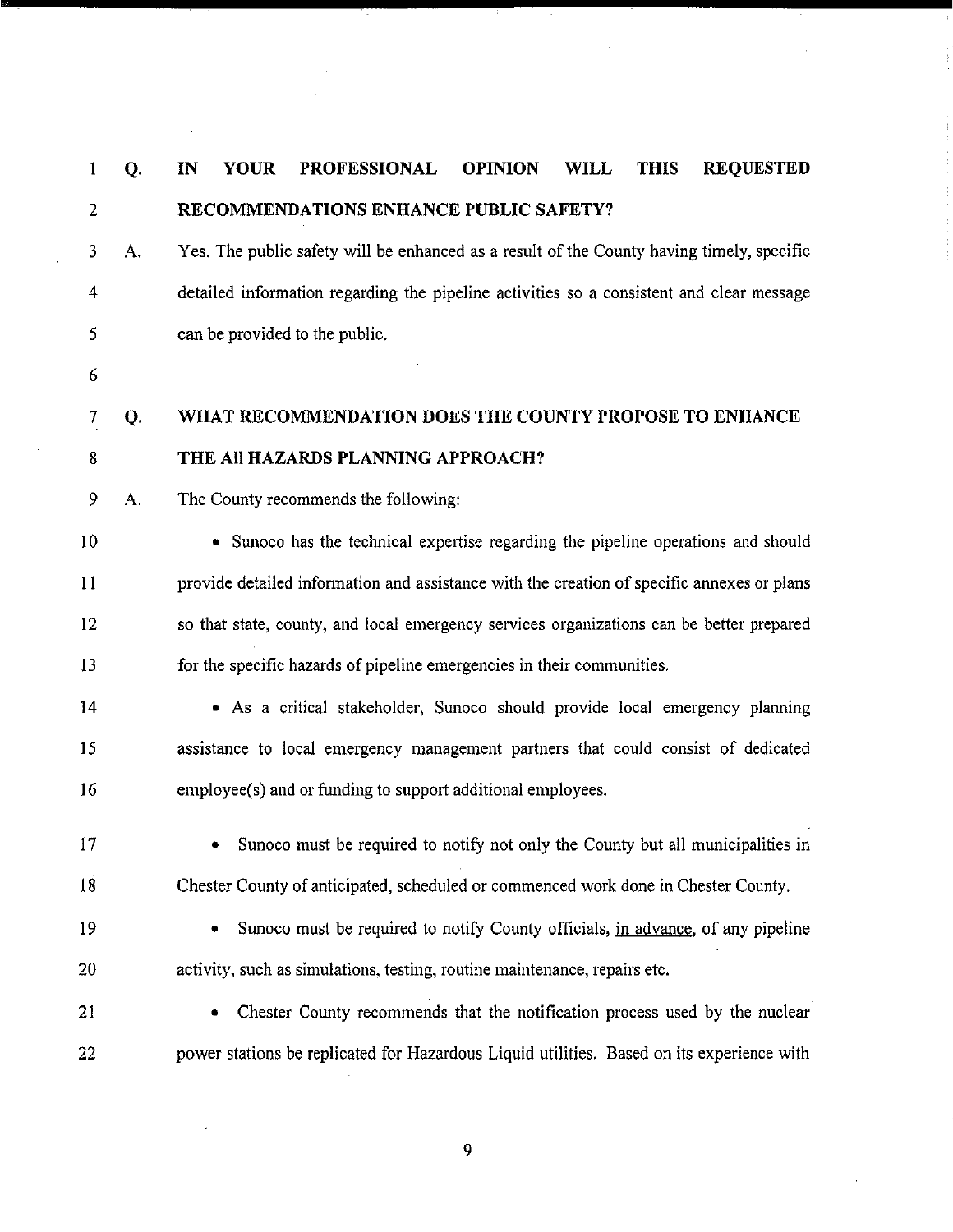**Q. IN YOUR PROFESSIONAL OPINION WILL THIS REQUESTED RECOMMENDATIONS ENHANCE PUBLIC SAFETY?**

A. Yes. The public safety will be enhanced as a result of the County having timely, specific detailed information regarding the pipeline activities so a consistent and clear message can be provided to the public.

**Q. WHAT RECOMMENDATION DOES THE COUNTY PROPOSE TO ENHANCE THE All HAZARDS PLANNING APPROACH?**

A. The County recommends the following:

- Sunoco has the technical expertise regarding the pipeline operations and should provide detailed information and assistance with the creation of specific annexes or plans so that state, county, and local emergency services organizations can be better prepared for the specific hazards of pipeline emergencies in their communities.
- As a critical stakeholder, Sunoco should provide local emergency planning assistance to local emergency management partners that could consist of dedicated employee(s) and or funding to support additional employees.
- Sunoco must be required to notify not only the County but all municipalities in Chester County of anticipated, scheduled or commenced work done in Chester County.
- Sunoco must be required to notify County officials, in advance, of any pipeline activity, such as simulations, testing, routine maintenance, repairs etc.
- Chester County recommends that the notification process used by the nuclear power stations be replicated for Hazardous Liquid utilities. Based on its experience with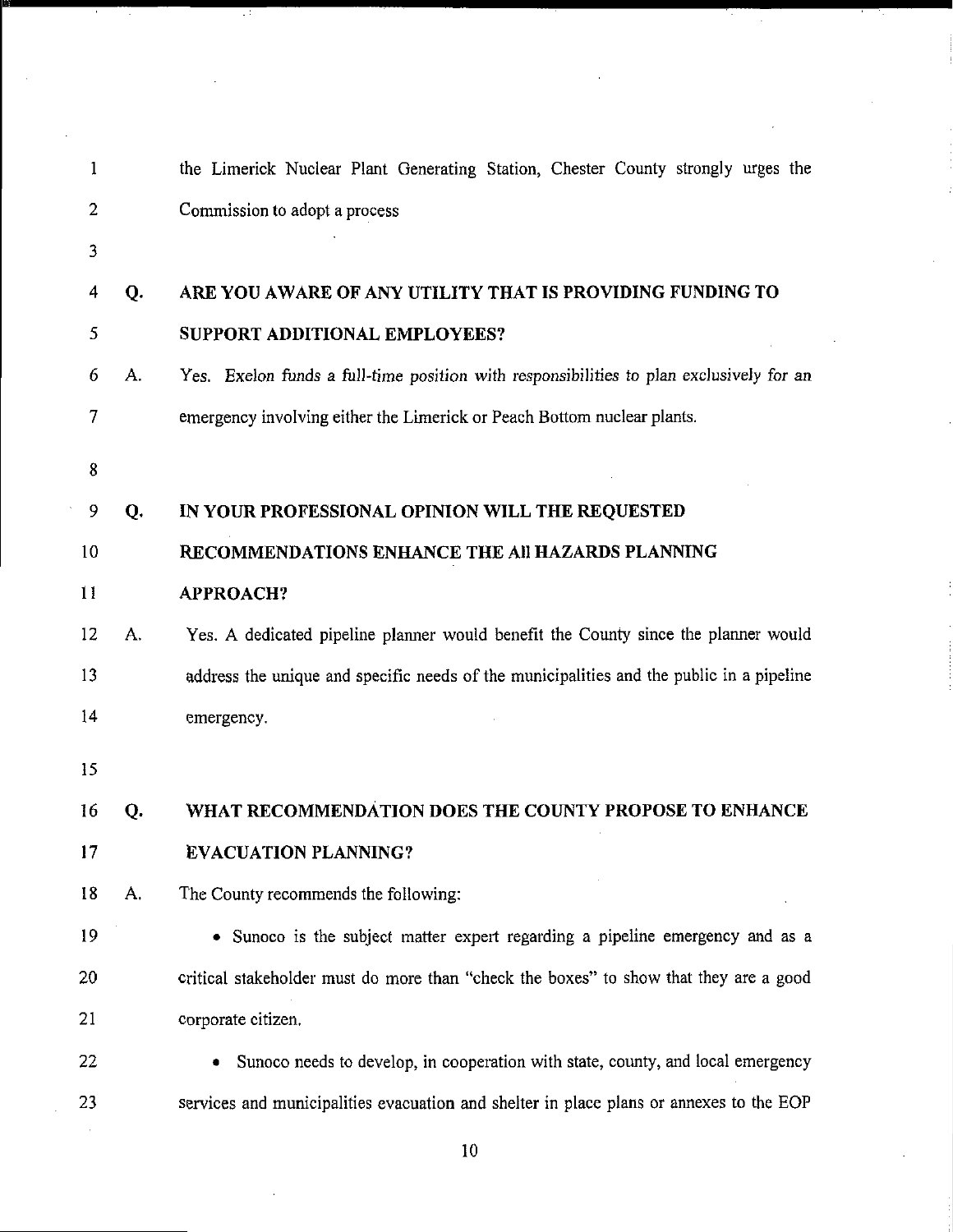the Limerick Nuclear Plant Generating Station, Chester County strongly urges the Commission to adopt a process

**Q. ARE YOU AWARE OF ANY UTILITY THAT IS PROVIDING FUNDING TO SUPPORT ADDITIONAL EMPLOYEES?**

A. Yes. *Exelon funds a full-time position with responsibilities to plan exclusively for an* emergency involving either the Limerick or Peach Bottom nuclear plants.

**Q. IN YOUR PROFESSIONAL OPINION WILL THE REQUESTED RECOMMENDATIONS ENHANCE THE All HAZARDS PLANNING APPROACH?**

A. Yes. A dedicated pipeline planner would benefit the County since the planner would address the unique and specific needs of the municipalities and the public in a pipeline emergency.

**Q. WHAT RECOMMENDATION DOES THE COUNTY PROPOSE TO ENHANCE EVACUATION PLANNING?**

A. The County recommends the following:

- Sunoco is the subject matter expert regarding a pipeline emergency and as a critical stakeholder must do more than "check the boxes" to show that they are a good corporate citizen.
- Sunoco needs to develop, in cooperation with state, county, and local emergency services and municipalities evacuation and shelter in place plans or annexes to the EOP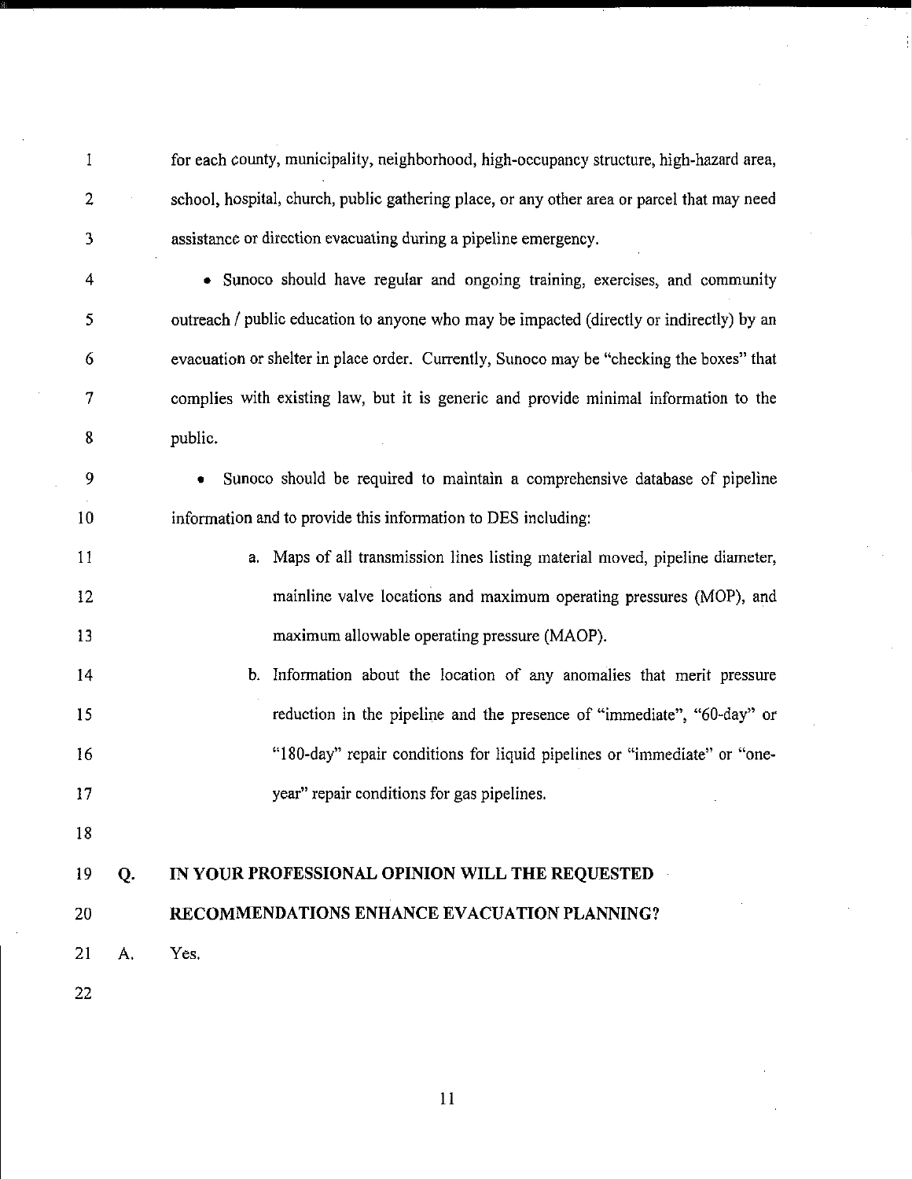for each county, municipality, neighborhood, high-occupancy structure, high-hazard area, school, hospital, church, public gathering place, or any other area or parcel that may need assistance or direction evacuating during a pipeline emergency.

- Sunoco should have regular and ongoing training, exercises, and community outreach / public education to anyone who may be impacted (directly or indirectly) by an evacuation or shelter in place order. Currently, Sunoco may be "checking the boxes" that complies with existing law, but it is generic and provide minimal information to the public.

- Sunoco should be required to maintain a comprehensive database of pipeline information and to provide this information to DES including:

  a. Maps of all transmission lines listing material moved, pipeline diameter, mainline valve locations and maximum operating pressures (MOP), and maximum allowable operating pressure (MAOP).

  b. Information about the location of any anomalies that merit pressure reduction in the pipeline and the presence of "immediate", "60-day" or "180-day" repair conditions for liquid pipelines or "immediate" or "one-year" repair conditions for gas pipelines.

**Q. IN YOUR PROFESSIONAL OPINION WILL THE REQUESTED RECOMMENDATIONS ENHANCE EVACUATION PLANNING?**

A. Yes.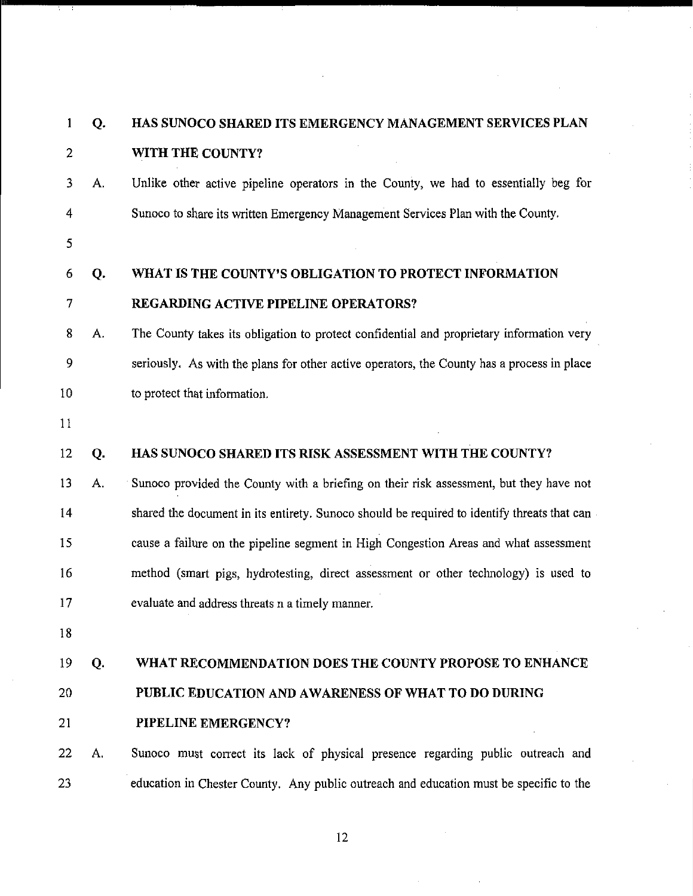**Q. HAS SUNOCO SHARED ITS EMERGENCY MANAGEMENT SERVICES PLAN WITH THE COUNTY?**

A. Unlike other active pipeline operators in the County, we had to essentially beg for Sunoco to share its written Emergency Management Services Plan with the County.

**Q. WHAT IS THE COUNTY'S OBLIGATION TO PROTECT INFORMATION REGARDING ACTIVE PIPELINE OPERATORS?**

A. The County takes its obligation to protect confidential and proprietary information very seriously. As with the plans for other active operators, the County has a process in place to protect that information.

**Q. HAS SUNOCO SHARED ITS RISK ASSESSMENT WITH THE COUNTY?**

A. Sunoco provided the County with a briefing on their risk assessment, but they have not shared the document in its entirety. Sunoco should be required to identify threats that can cause a failure on the pipeline segment in High Congestion Areas and what assessment method (smart pigs, hydrotesting, direct assessment or other technology) is used to evaluate and address threats n a timely manner.

**Q. WHAT RECOMMENDATION DOES THE COUNTY PROPOSE TO ENHANCE PUBLIC EDUCATION AND AWARENESS OF WHAT TO DO DURING PIPELINE EMERGENCY?**

A. Sunoco must correct its lack of physical presence regarding public outreach and education in Chester County. Any public outreach and education must be specific to the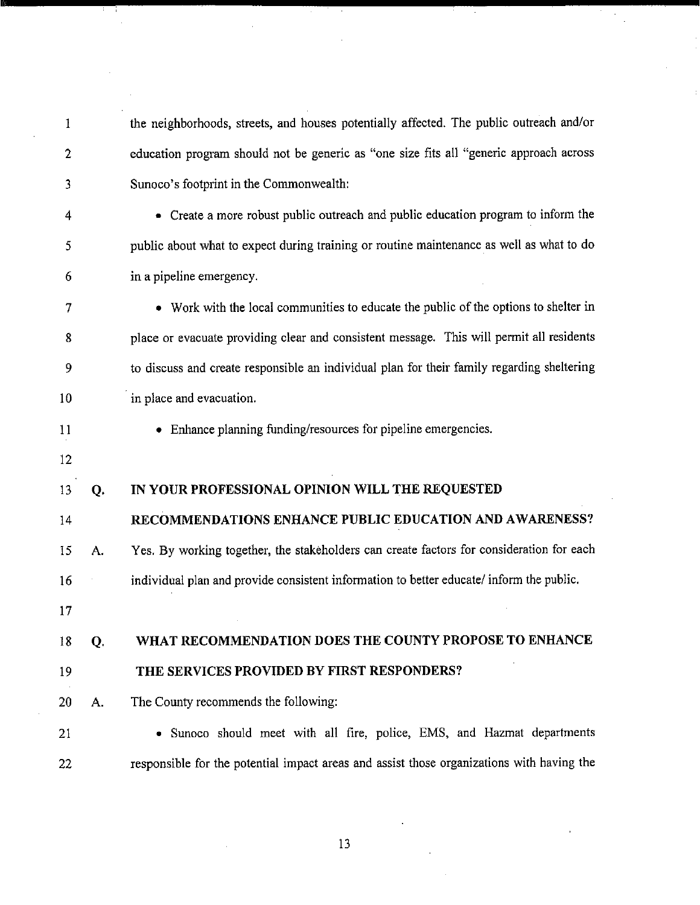the neighborhoods, streets, and houses potentially affected. The public outreach and/or education program should not be generic as "one size fits all "generic approach across Sunoco's footprint in the Commonwealth:

- Create a more robust public outreach and public education program to inform the public about what to expect during training or routine maintenance as well as what to do in a pipeline emergency.
- Work with the local communities to educate the public of the options to shelter in place or evacuate providing clear and consistent message. This will permit all residents to discuss and create responsible an individual plan for their family regarding sheltering in place and evacuation.
- Enhance planning funding/resources for pipeline emergencies.

**Q. IN YOUR PROFESSIONAL OPINION WILL THE REQUESTED RECOMMENDATIONS ENHANCE PUBLIC EDUCATION AND AWARENESS?**

A. Yes. By working together, the stakeholders can create factors for consideration for each individual plan and provide consistent information to better educate/ inform the public.

**Q. WHAT RECOMMENDATION DOES THE COUNTY PROPOSE TO ENHANCE THE SERVICES PROVIDED BY FIRST RESPONDERS?**

A. The County recommends the following:

- Sunoco should meet with all fire, police, EMS, and Hazmat departments responsible for the potential impact areas and assist those organizations with having the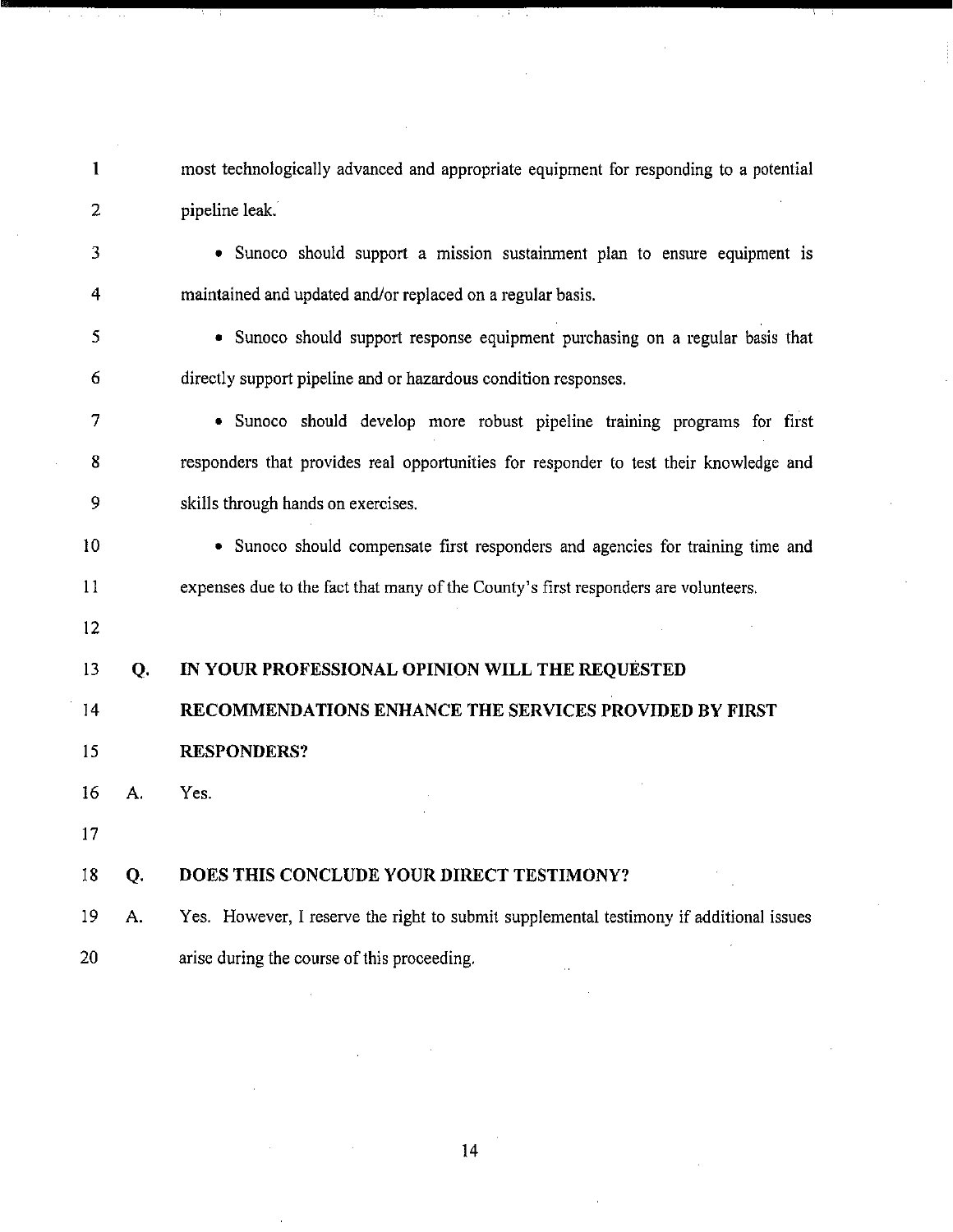most technologically advanced and appropriate equipment for responding to a potential pipeline leak.

- Sunoco should support a mission sustainment plan to ensure equipment is maintained and updated and/or replaced on a regular basis.
- Sunoco should support response equipment purchasing on a regular basis that directly support pipeline and or hazardous condition responses.
- Sunoco should develop more robust pipeline training programs for first responders that provides real opportunities for responder to test their knowledge and skills through hands on exercises.
- Sunoco should compensate first responders and agencies for training time and expenses due to the fact that many of the County's first responders are volunteers.

**Q. IN YOUR PROFESSIONAL OPINION WILL THE REQUESTED RECOMMENDATIONS ENHANCE THE SERVICES PROVIDED BY FIRST RESPONDERS?**

A. Yes.

**Q. DOES THIS CONCLUDE YOUR DIRECT TESTIMONY?**

A. Yes. However, I reserve the right to submit supplemental testimony if additional issues arise during the course of this proceeding.